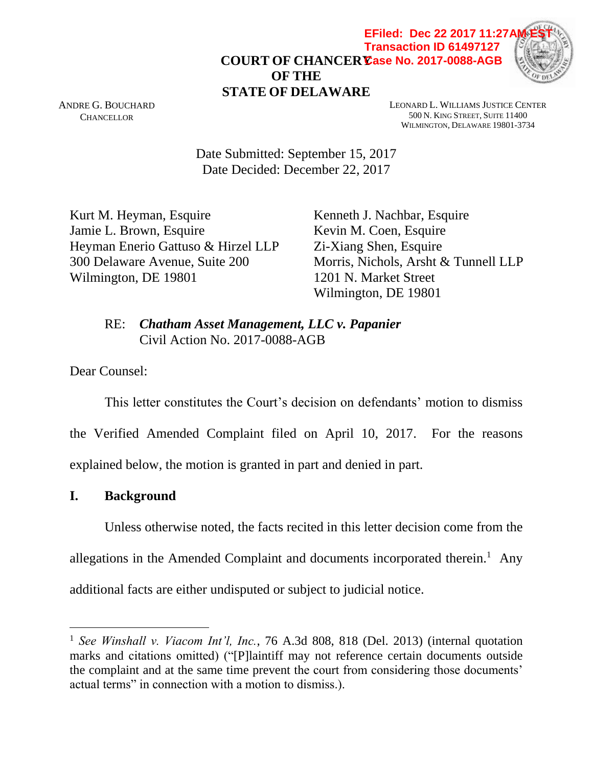EFiled: Dec 22 2017 11:27AM EST
Transaction ID 61497127
Case No. 2017-0088-AGB

**COURT OF CHANCERY**
**OF THE**
**STATE OF DELAWARE**

ANDRE G. BOUCHARD
CHANCELLOR

LEONARD L. WILLIAMS JUSTICE CENTER
500 N. KING STREET, SUITE 11400
WILMINGTON, DELAWARE 19801-3734

Date Submitted: September 15, 2017
Date Decided: December 22, 2017

Kurt M. Heyman, Esquire
Jamie L. Brown, Esquire
Heyman Enerio Gattuso & Hirzel LLP
300 Delaware Avenue, Suite 200
Wilmington, DE 19801

Kenneth J. Nachbar, Esquire
Kevin M. Coen, Esquire
Zi-Xiang Shen, Esquire
Morris, Nichols, Arsht & Tunnell LLP
1201 N. Market Street
Wilmington, DE 19801

RE: ***Chatham Asset Management, LLC v. Papanier***
Civil Action No. 2017-0088-AGB

Dear Counsel:

This letter constitutes the Court's decision on defendants' motion to dismiss the Verified Amended Complaint filed on April 10, 2017. For the reasons explained below, the motion is granted in part and denied in part.

## I. Background

Unless otherwise noted, the facts recited in this letter decision come from the allegations in the Amended Complaint and documents incorporated therein.[1] Any additional facts are either undisputed or subject to judicial notice.

---

[1] *See Winshall v. Viacom Int'l, Inc.*, 76 A.3d 808, 818 (Del. 2013) (internal quotation marks and citations omitted) ("[P]laintiff may not reference certain documents outside the complaint and at the same time prevent the court from considering those documents' actual terms" in connection with a motion to dismiss.).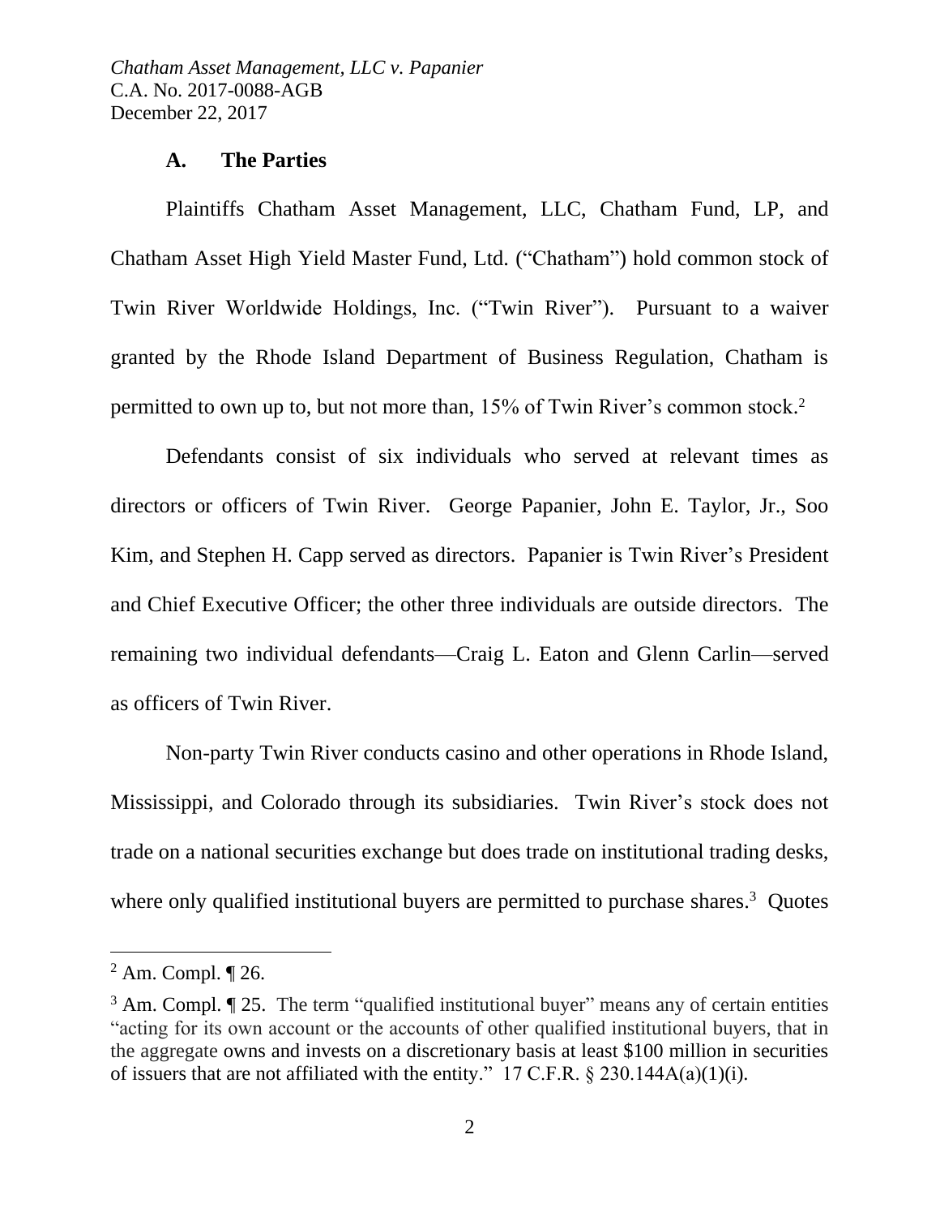### A. The Parties

Plaintiffs Chatham Asset Management, LLC, Chatham Fund, LP, and Chatham Asset High Yield Master Fund, Ltd. ("Chatham") hold common stock of Twin River Worldwide Holdings, Inc. ("Twin River"). Pursuant to a waiver granted by the Rhode Island Department of Business Regulation, Chatham is permitted to own up to, but not more than, 15% of Twin River's common stock.[2]

Defendants consist of six individuals who served at relevant times as directors or officers of Twin River. George Papanier, John E. Taylor, Jr., Soo Kim, and Stephen H. Capp served as directors. Papanier is Twin River's President and Chief Executive Officer; the other three individuals are outside directors. The remaining two individual defendants—Craig L. Eaton and Glenn Carlin—served as officers of Twin River.

Non-party Twin River conducts casino and other operations in Rhode Island, Mississippi, and Colorado through its subsidiaries. Twin River's stock does not trade on a national securities exchange but does trade on institutional trading desks, where only qualified institutional buyers are permitted to purchase shares.[3] Quotes

---

[2] Am. Compl. ¶ 26.

[3] Am. Compl. ¶ 25. The term "qualified institutional buyer" means any of certain entities "acting for its own account or the accounts of other qualified institutional buyers, that in the aggregate owns and invests on a discretionary basis at least $100 million in securities of issuers that are not affiliated with the entity." 17 C.F.R. § 230.144A(a)(1)(i).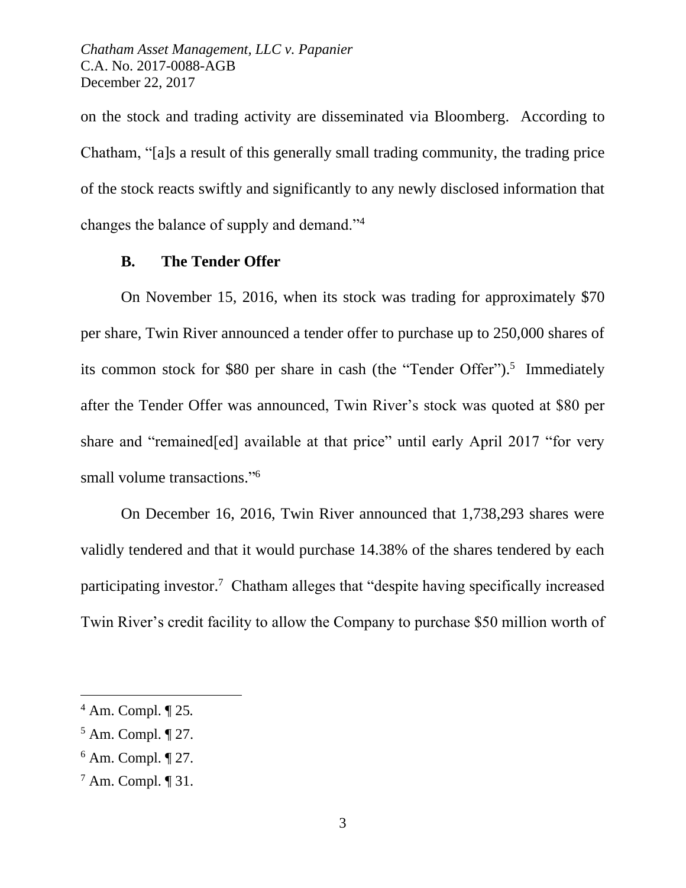on the stock and trading activity are disseminated via Bloomberg. According to Chatham, "[a]s a result of this generally small trading community, the trading price of the stock reacts swiftly and significantly to any newly disclosed information that changes the balance of supply and demand."[4]

### B. The Tender Offer

On November 15, 2016, when its stock was trading for approximately $70 per share, Twin River announced a tender offer to purchase up to 250,000 shares of its common stock for $80 per share in cash (the "Tender Offer").[5] Immediately after the Tender Offer was announced, Twin River's stock was quoted at $80 per share and "remained[ed] available at that price" until early April 2017 "for very small volume transactions."[6]

On December 16, 2016, Twin River announced that 1,738,293 shares were validly tendered and that it would purchase 14.38% of the shares tendered by each participating investor.[7] Chatham alleges that "despite having specifically increased Twin River's credit facility to allow the Company to purchase $50 million worth of

---

[4] Am. Compl. ¶ 25.

[5] Am. Compl. ¶ 27.

[6] Am. Compl. ¶ 27.

[7] Am. Compl. ¶ 31.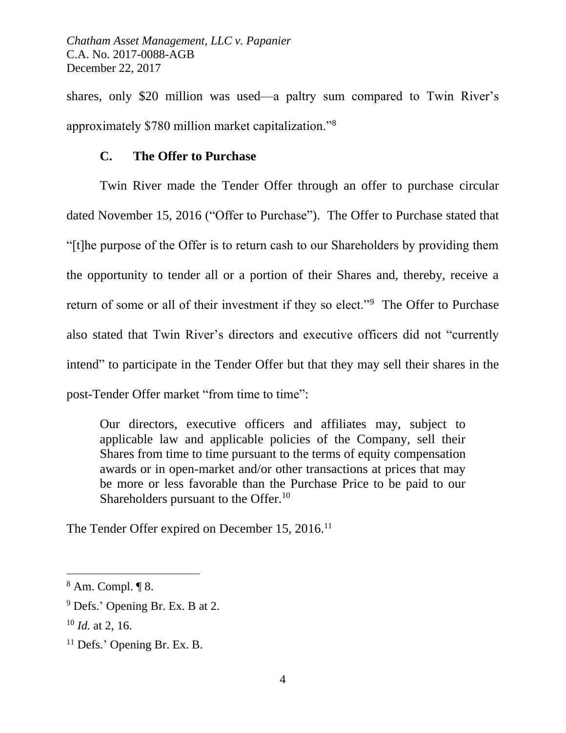shares, only \$20 million was used—a paltry sum compared to Twin River's approximately \$780 million market capitalization."[8]

### C. The Offer to Purchase

Twin River made the Tender Offer through an offer to purchase circular dated November 15, 2016 ("Offer to Purchase"). The Offer to Purchase stated that "[t]he purpose of the Offer is to return cash to our Shareholders by providing them the opportunity to tender all or a portion of their Shares and, thereby, receive a return of some or all of their investment if they so elect."[9] The Offer to Purchase also stated that Twin River's directors and executive officers did not "currently intend" to participate in the Tender Offer but that they may sell their shares in the post-Tender Offer market "from time to time":

> Our directors, executive officers and affiliates may, subject to applicable law and applicable policies of the Company, sell their Shares from time to time pursuant to the terms of equity compensation awards or in open-market and/or other transactions at prices that may be more or less favorable than the Purchase Price to be paid to our Shareholders pursuant to the Offer.[10]

The Tender Offer expired on December 15, 2016.[11]

---

[8] Am. Compl. ¶ 8.

[9] Defs.' Opening Br. Ex. B at 2.

[10] *Id.* at 2, 16.

[11] Defs.' Opening Br. Ex. B.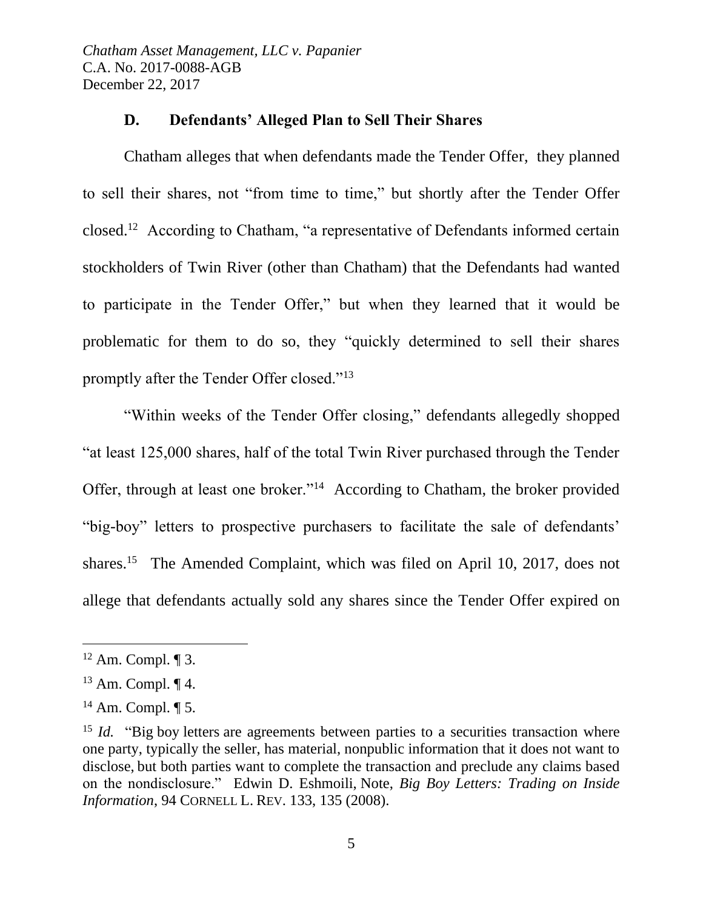### D. Defendants' Alleged Plan to Sell Their Shares

Chatham alleges that when defendants made the Tender Offer, they planned to sell their shares, not "from time to time," but shortly after the Tender Offer closed.[12] According to Chatham, "a representative of Defendants informed certain stockholders of Twin River (other than Chatham) that the Defendants had wanted to participate in the Tender Offer," but when they learned that it would be problematic for them to do so, they "quickly determined to sell their shares promptly after the Tender Offer closed."[13]

"Within weeks of the Tender Offer closing," defendants allegedly shopped "at least 125,000 shares, half of the total Twin River purchased through the Tender Offer, through at least one broker."[14] According to Chatham, the broker provided "big-boy" letters to prospective purchasers to facilitate the sale of defendants' shares.[15] The Amended Complaint, which was filed on April 10, 2017, does not allege that defendants actually sold any shares since the Tender Offer expired on

---

[12] Am. Compl. ¶ 3.

[13] Am. Compl. ¶ 4.

[14] Am. Compl. ¶ 5.

[15] *Id.* "Big boy letters are agreements between parties to a securities transaction where one party, typically the seller, has material, nonpublic information that it does not want to disclose, but both parties want to complete the transaction and preclude any claims based on the nondisclosure." Edwin D. Eshmoili, Note, *Big Boy Letters: Trading on Inside Information*, 94 CORNELL L. REV. 133, 135 (2008).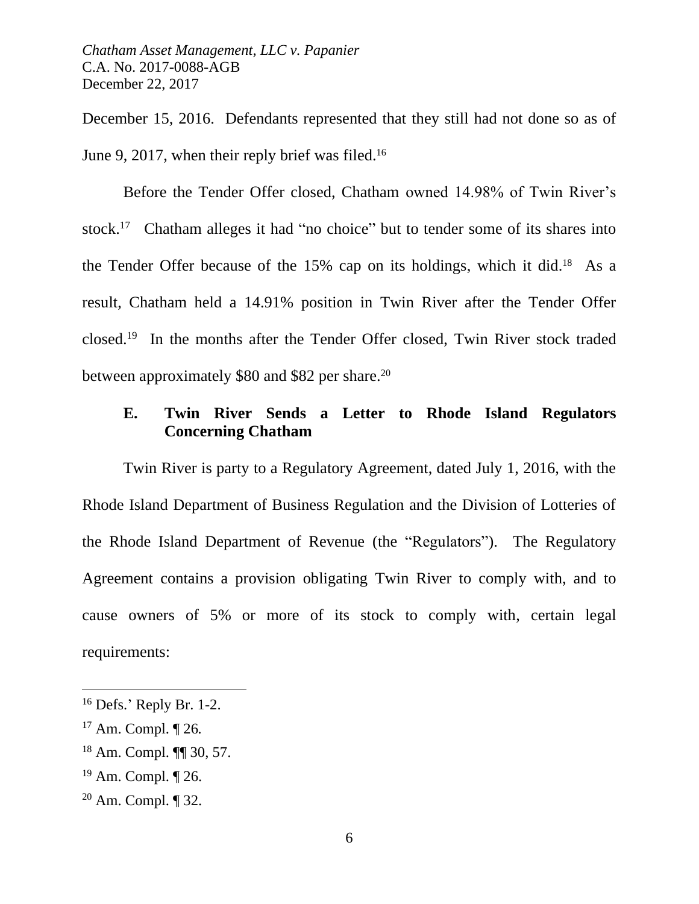December 15, 2016. Defendants represented that they still had not done so as of June 9, 2017, when their reply brief was filed.[16]

Before the Tender Offer closed, Chatham owned 14.98% of Twin River's stock.[17] Chatham alleges it had "no choice" but to tender some of its shares into the Tender Offer because of the 15% cap on its holdings, which it did.[18] As a result, Chatham held a 14.91% position in Twin River after the Tender Offer closed.[19] In the months after the Tender Offer closed, Twin River stock traded between approximately $80 and $82 per share.[20]

### E. Twin River Sends a Letter to Rhode Island Regulators Concerning Chatham

Twin River is party to a Regulatory Agreement, dated July 1, 2016, with the Rhode Island Department of Business Regulation and the Division of Lotteries of the Rhode Island Department of Revenue (the "Regulators"). The Regulatory Agreement contains a provision obligating Twin River to comply with, and to cause owners of 5% or more of its stock to comply with, certain legal requirements:

---

[16] Defs.' Reply Br. 1-2.

[17] Am. Compl. ¶ 26.

[18] Am. Compl. ¶¶ 30, 57.

[19] Am. Compl. ¶ 26.

[20] Am. Compl. ¶ 32.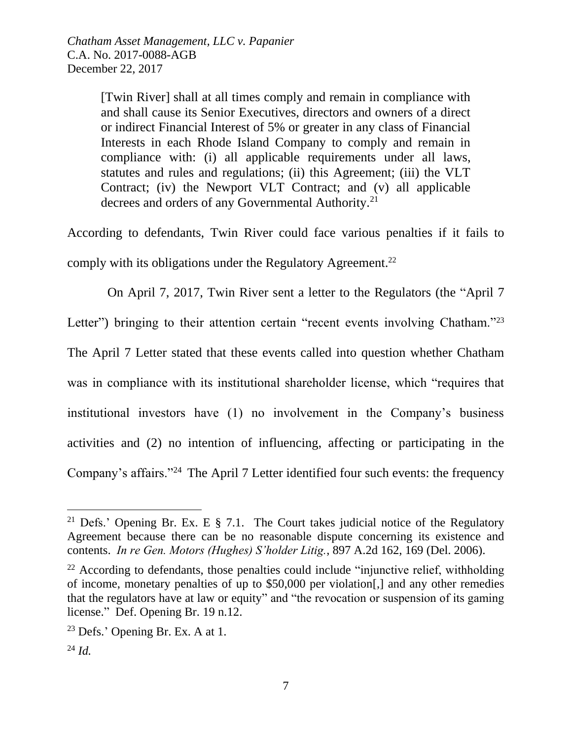> [Twin River] shall at all times comply and remain in compliance with and shall cause its Senior Executives, directors and owners of a direct or indirect Financial Interest of 5% or greater in any class of Financial Interests in each Rhode Island Company to comply and remain in compliance with: (i) all applicable requirements under all laws, statutes and rules and regulations; (ii) this Agreement; (iii) the VLT Contract; (iv) the Newport VLT Contract; and (v) all applicable decrees and orders of any Governmental Authority.[21]

According to defendants, Twin River could face various penalties if it fails to comply with its obligations under the Regulatory Agreement.[22]

On April 7, 2017, Twin River sent a letter to the Regulators (the "April 7 Letter") bringing to their attention certain "recent events involving Chatham."[23] The April 7 Letter stated that these events called into question whether Chatham was in compliance with its institutional shareholder license, which "requires that institutional investors have (1) no involvement in the Company's business activities and (2) no intention of influencing, affecting or participating in the Company's affairs."[24] The April 7 Letter identified four such events: the frequency

---

[21] Defs.' Opening Br. Ex. E § 7.1. The Court takes judicial notice of the Regulatory Agreement because there can be no reasonable dispute concerning its existence and contents. *In re Gen. Motors (Hughes) S'holder Litig.*, 897 A.2d 162, 169 (Del. 2006).

[22] According to defendants, those penalties could include "injunctive relief, withholding of income, monetary penalties of up to $50,000 per violation[,] and any other remedies that the regulators have at law or equity" and "the revocation or suspension of its gaming license." Def. Opening Br. 19 n.12.

[23] Defs.' Opening Br. Ex. A at 1.

[24] *Id.*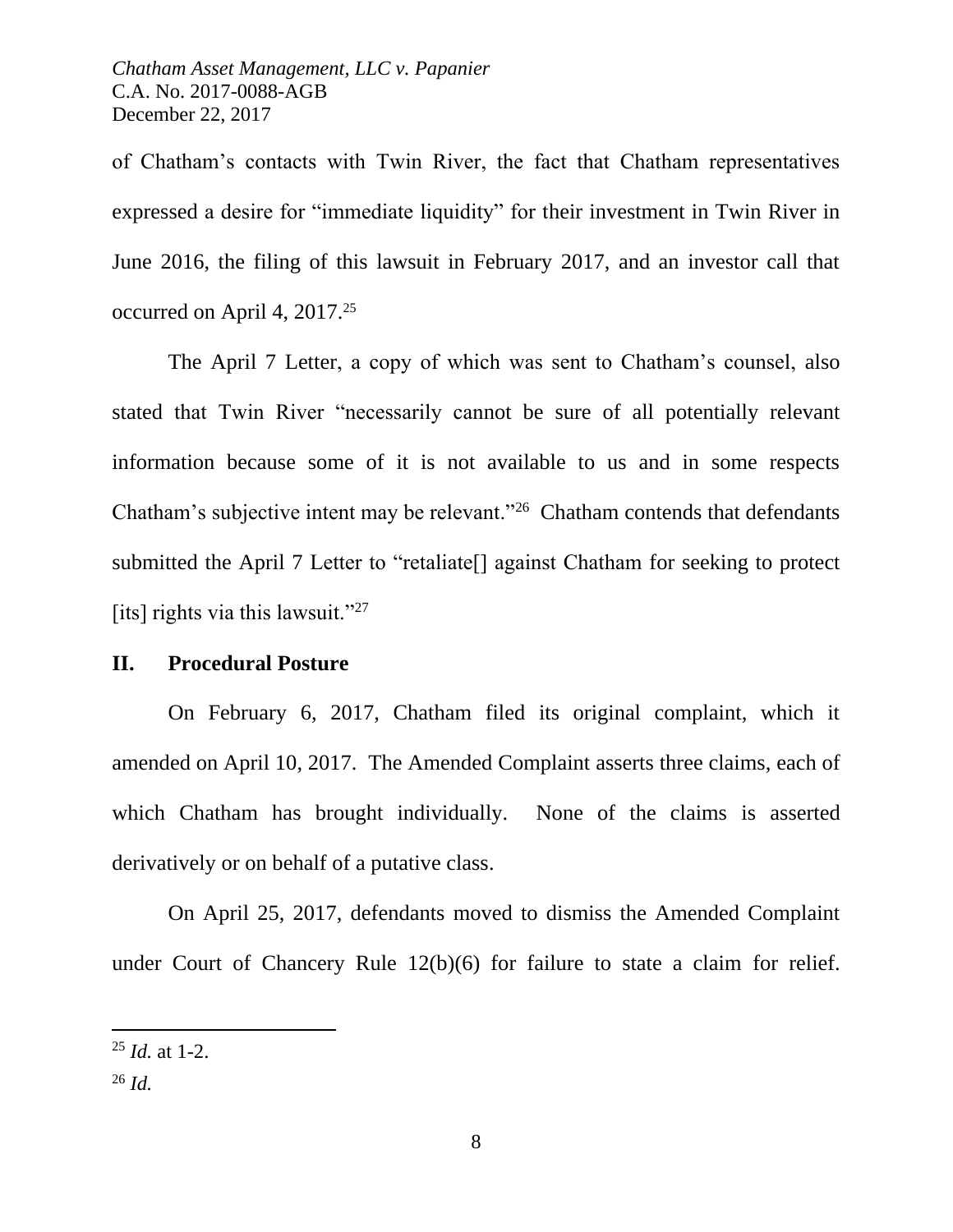of Chatham's contacts with Twin River, the fact that Chatham representatives expressed a desire for "immediate liquidity" for their investment in Twin River in June 2016, the filing of this lawsuit in February 2017, and an investor call that occurred on April 4, 2017.[25]

The April 7 Letter, a copy of which was sent to Chatham's counsel, also stated that Twin River "necessarily cannot be sure of all potentially relevant information because some of it is not available to us and in some respects Chatham's subjective intent may be relevant."[26] Chatham contends that defendants submitted the April 7 Letter to "retaliate[] against Chatham for seeking to protect [its] rights via this lawsuit."[27]

## II. Procedural Posture

On February 6, 2017, Chatham filed its original complaint, which it amended on April 10, 2017. The Amended Complaint asserts three claims, each of which Chatham has brought individually. None of the claims is asserted derivatively or on behalf of a putative class.

On April 25, 2017, defendants moved to dismiss the Amended Complaint under Court of Chancery Rule 12(b)(6) for failure to state a claim for relief.

---

[25] *Id.* at 1-2.

[26] *Id.*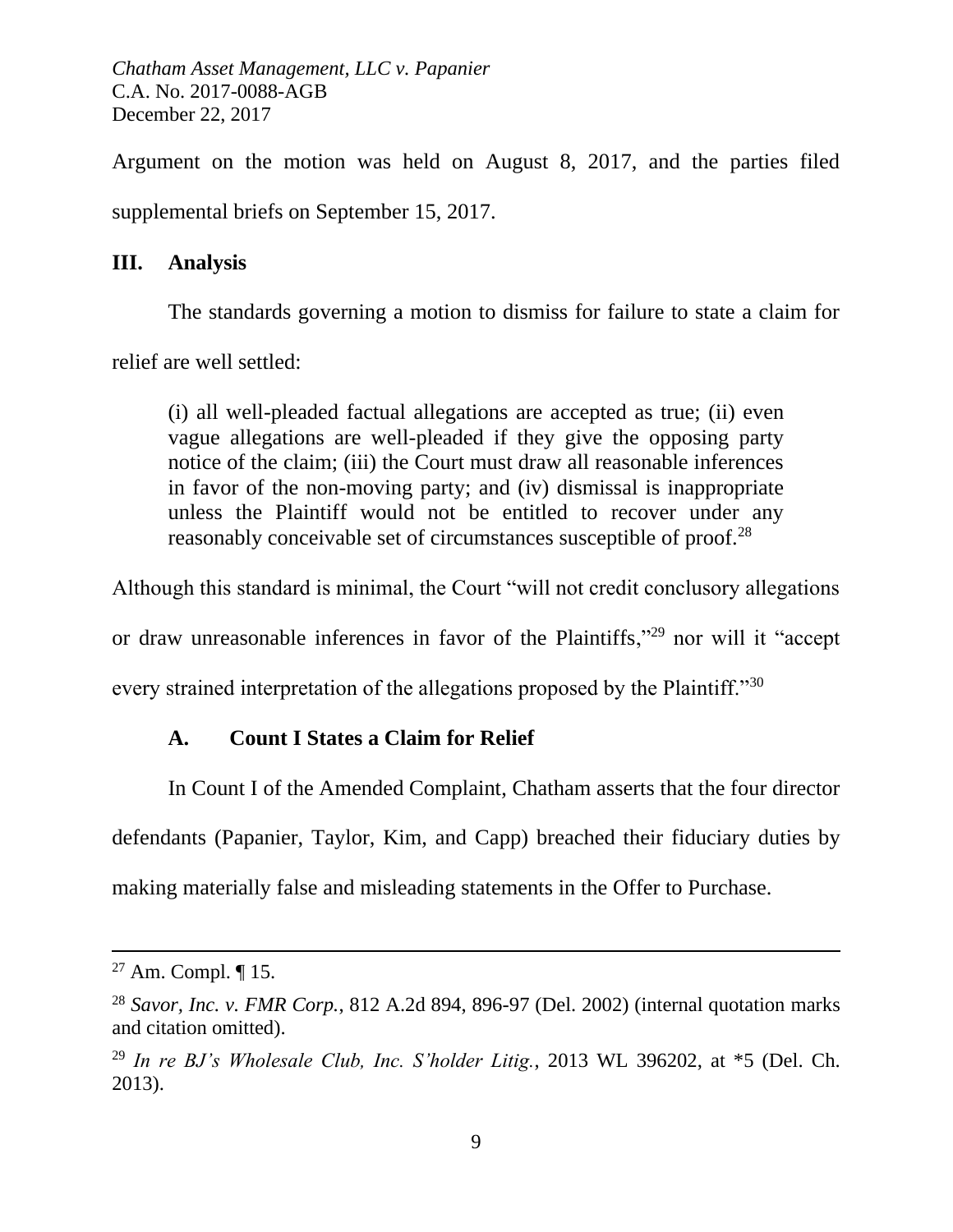Argument on the motion was held on August 8, 2017, and the parties filed supplemental briefs on September 15, 2017.

## III. Analysis

The standards governing a motion to dismiss for failure to state a claim for relief are well settled:

> (i) all well-pleaded factual allegations are accepted as true; (ii) even vague allegations are well-pleaded if they give the opposing party notice of the claim; (iii) the Court must draw all reasonable inferences in favor of the non-moving party; and (iv) dismissal is inappropriate unless the Plaintiff would not be entitled to recover under any reasonably conceivable set of circumstances susceptible of proof.[28]

Although this standard is minimal, the Court "will not credit conclusory allegations or draw unreasonable inferences in favor of the Plaintiffs,"[29] nor will it "accept every strained interpretation of the allegations proposed by the Plaintiff."[30]

### A. Count I States a Claim for Relief

In Count I of the Amended Complaint, Chatham asserts that the four director defendants (Papanier, Taylor, Kim, and Capp) breached their fiduciary duties by making materially false and misleading statements in the Offer to Purchase.

---

[27] Am. Compl. ¶ 15.

[28] *Savor, Inc. v. FMR Corp.*, 812 A.2d 894, 896-97 (Del. 2002) (internal quotation marks and citation omitted).

[29] *In re BJ's Wholesale Club, Inc. S'holder Litig.*, 2013 WL 396202, at *5 (Del. Ch. 2013).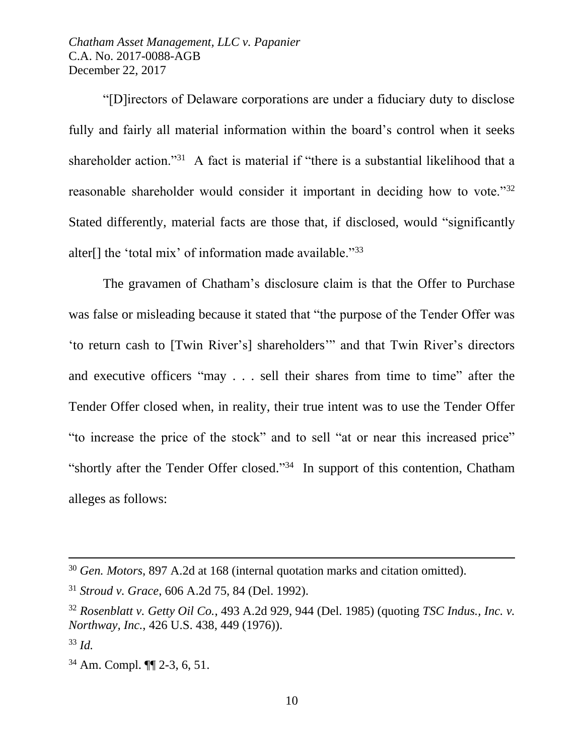"[D]irectors of Delaware corporations are under a fiduciary duty to disclose fully and fairly all material information within the board's control when it seeks shareholder action."[31] A fact is material if "there is a substantial likelihood that a reasonable shareholder would consider it important in deciding how to vote."[32] Stated differently, material facts are those that, if disclosed, would "significantly alter[] the 'total mix' of information made available."[33]

The gravamen of Chatham's disclosure claim is that the Offer to Purchase was false or misleading because it stated that "the purpose of the Tender Offer was 'to return cash to [Twin River's] shareholders'" and that Twin River's directors and executive officers "may . . . sell their shares from time to time" after the Tender Offer closed when, in reality, their true intent was to use the Tender Offer "to increase the price of the stock" and to sell "at or near this increased price" "shortly after the Tender Offer closed."[34] In support of this contention, Chatham alleges as follows:

---

[30] *Gen. Motors*, 897 A.2d at 168 (internal quotation marks and citation omitted).

[31] *Stroud v. Grace*, 606 A.2d 75, 84 (Del. 1992).

[32] *Rosenblatt v. Getty Oil Co.*, 493 A.2d 929, 944 (Del. 1985) (quoting *TSC Indus., Inc. v. Northway, Inc.*, 426 U.S. 438, 449 (1976)).

[33] *Id.*

[34] Am. Compl. ¶¶ 2-3, 6, 51.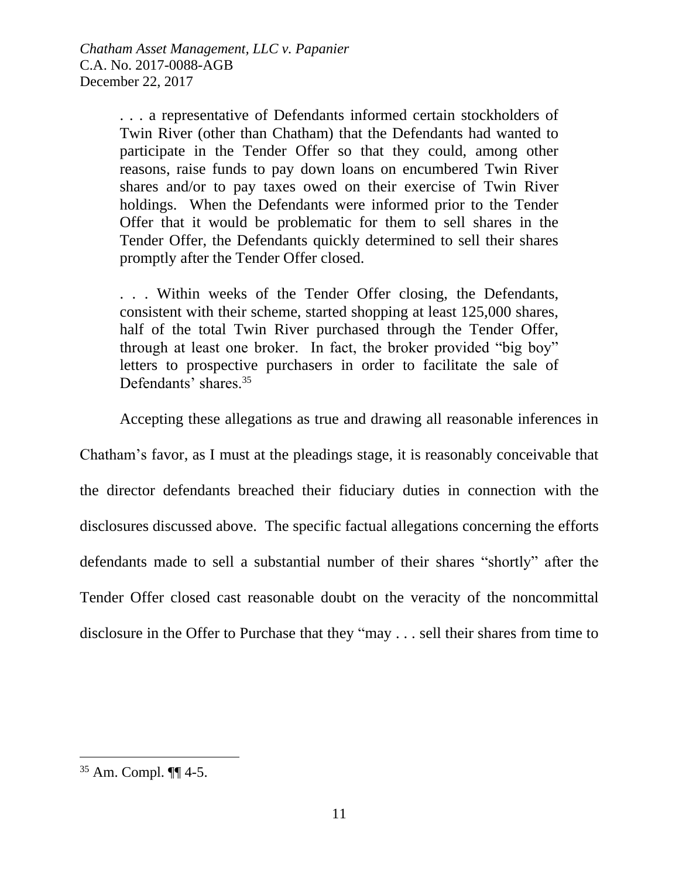> . . . a representative of Defendants informed certain stockholders of Twin River (other than Chatham) that the Defendants had wanted to participate in the Tender Offer so that they could, among other reasons, raise funds to pay down loans on encumbered Twin River shares and/or to pay taxes owed on their exercise of Twin River holdings. When the Defendants were informed prior to the Tender Offer that it would be problematic for them to sell shares in the Tender Offer, the Defendants quickly determined to sell their shares promptly after the Tender Offer closed.
>
> . . . Within weeks of the Tender Offer closing, the Defendants, consistent with their scheme, started shopping at least 125,000 shares, half of the total Twin River purchased through the Tender Offer, through at least one broker. In fact, the broker provided "big boy" letters to prospective purchasers in order to facilitate the sale of Defendants' shares.[35]

Accepting these allegations as true and drawing all reasonable inferences in Chatham's favor, as I must at the pleadings stage, it is reasonably conceivable that the director defendants breached their fiduciary duties in connection with the disclosures discussed above. The specific factual allegations concerning the efforts defendants made to sell a substantial number of their shares "shortly" after the Tender Offer closed cast reasonable doubt on the veracity of the noncommittal disclosure in the Offer to Purchase that they "may . . . sell their shares from time to

---

[35] Am. Compl. ¶¶ 4-5.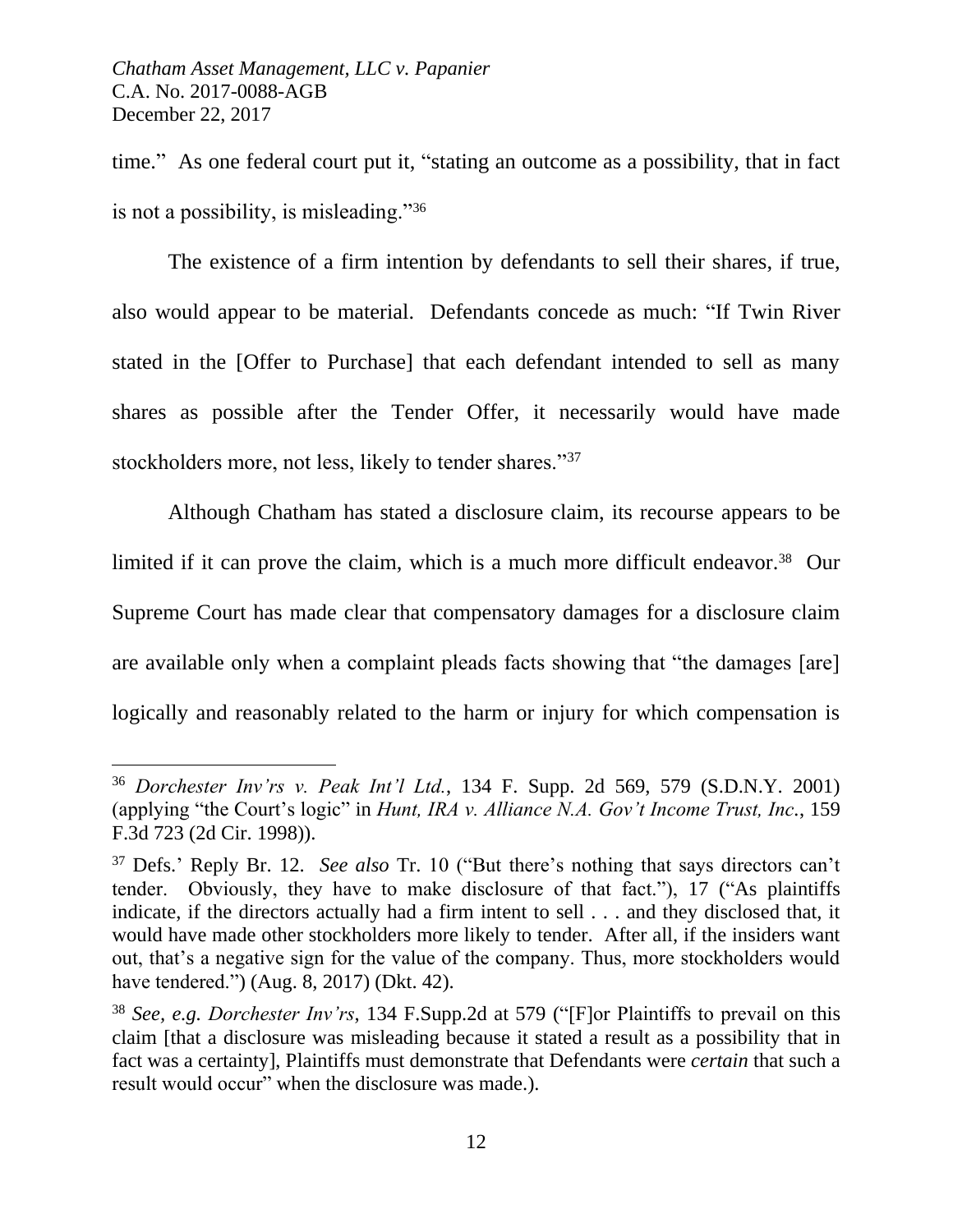time." As one federal court put it, "stating an outcome as a possibility, that in fact is not a possibility, is misleading."[36]

The existence of a firm intention by defendants to sell their shares, if true, also would appear to be material. Defendants concede as much: "If Twin River stated in the [Offer to Purchase] that each defendant intended to sell as many shares as possible after the Tender Offer, it necessarily would have made stockholders more, not less, likely to tender shares."[37]

Although Chatham has stated a disclosure claim, its recourse appears to be limited if it can prove the claim, which is a much more difficult endeavor.[38] Our Supreme Court has made clear that compensatory damages for a disclosure claim are available only when a complaint pleads facts showing that "the damages [are] logically and reasonably related to the harm or injury for which compensation is

---

[36] *Dorchester Inv'rs v. Peak Int'l Ltd.*, 134 F. Supp. 2d 569, 579 (S.D.N.Y. 2001) (applying "the Court's logic" in *Hunt, IRA v. Alliance N.A. Gov't Income Trust, Inc.*, 159 F.3d 723 (2d Cir. 1998)).

[37] Defs.' Reply Br. 12. *See also* Tr. 10 ("But there's nothing that says directors can't tender. Obviously, they have to make disclosure of that fact."), 17 ("As plaintiffs indicate, if the directors actually had a firm intent to sell . . . and they disclosed that, it would have made other stockholders more likely to tender. After all, if the insiders want out, that's a negative sign for the value of the company. Thus, more stockholders would have tendered.") (Aug. 8, 2017) (Dkt. 42).

[38] *See, e.g. Dorchester Inv'rs*, 134 F.Supp.2d at 579 ("[F]or Plaintiffs to prevail on this claim [that a disclosure was misleading because it stated a result as a possibility that in fact was a certainty], Plaintiffs must demonstrate that Defendants were *certain* that such a result would occur" when the disclosure was made.).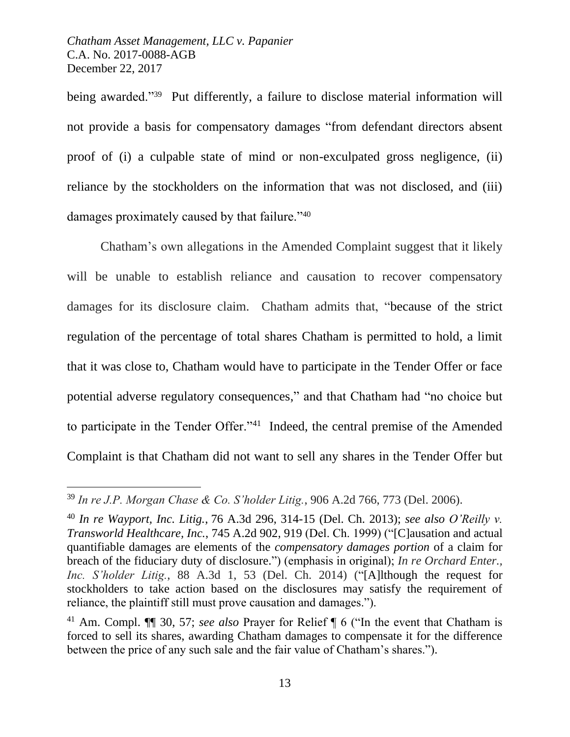being awarded."[39] Put differently, a failure to disclose material information will not provide a basis for compensatory damages "from defendant directors absent proof of (i) a culpable state of mind or non-exculpated gross negligence, (ii) reliance by the stockholders on the information that was not disclosed, and (iii) damages proximately caused by that failure."[40]

Chatham's own allegations in the Amended Complaint suggest that it likely will be unable to establish reliance and causation to recover compensatory damages for its disclosure claim. Chatham admits that, "because of the strict regulation of the percentage of total shares Chatham is permitted to hold, a limit that it was close to, Chatham would have to participate in the Tender Offer or face potential adverse regulatory consequences," and that Chatham had "no choice but to participate in the Tender Offer."[41] Indeed, the central premise of the Amended Complaint is that Chatham did not want to sell any shares in the Tender Offer but

---

[39] *In re J.P. Morgan Chase & Co. S'holder Litig.*, 906 A.2d 766, 773 (Del. 2006).

[40] *In re Wayport, Inc. Litig.*, 76 A.3d 296, 314-15 (Del. Ch. 2013); *see also O'Reilly v. Transworld Healthcare, Inc.*, 745 A.2d 902, 919 (Del. Ch. 1999) ("[C]ausation and actual quantifiable damages are elements of the *compensatory damages portion* of a claim for breach of the fiduciary duty of disclosure.") (emphasis in original); *In re Orchard Enter., Inc. S'holder Litig.*, 88 A.3d 1, 53 (Del. Ch. 2014) ("[A]lthough the request for stockholders to take action based on the disclosures may satisfy the requirement of reliance, the plaintiff still must prove causation and damages.").

[41] Am. Compl. ¶¶ 30, 57; *see also* Prayer for Relief ¶ 6 ("In the event that Chatham is forced to sell its shares, awarding Chatham damages to compensate it for the difference between the price of any such sale and the fair value of Chatham's shares.").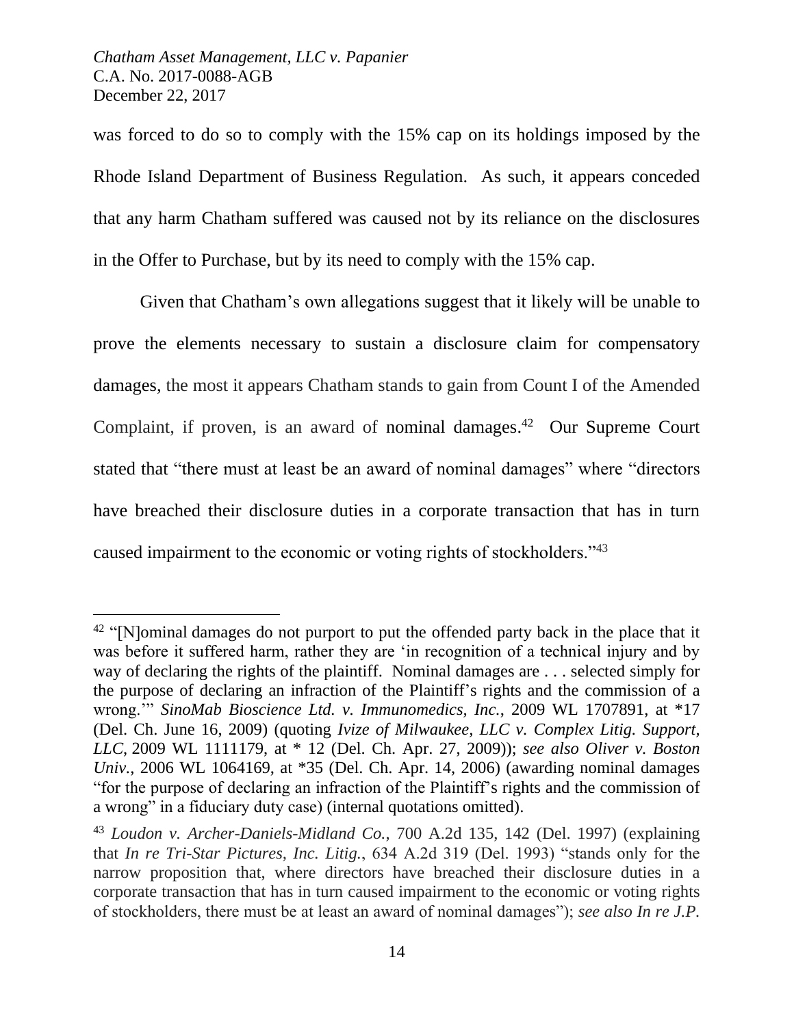was forced to do so to comply with the 15% cap on its holdings imposed by the Rhode Island Department of Business Regulation. As such, it appears conceded that any harm Chatham suffered was caused not by its reliance on the disclosures in the Offer to Purchase, but by its need to comply with the 15% cap.

Given that Chatham's own allegations suggest that it likely will be unable to prove the elements necessary to sustain a disclosure claim for compensatory damages, the most it appears Chatham stands to gain from Count I of the Amended Complaint, if proven, is an award of nominal damages.[42] Our Supreme Court stated that "there must at least be an award of nominal damages" where "directors have breached their disclosure duties in a corporate transaction that has in turn caused impairment to the economic or voting rights of stockholders."[43]

---

[42] "[N]ominal damages do not purport to put the offended party back in the place that it was before it suffered harm, rather they are 'in recognition of a technical injury and by way of declaring the rights of the plaintiff. Nominal damages are . . . selected simply for the purpose of declaring an infraction of the Plaintiff's rights and the commission of a wrong.'" *SinoMab Bioscience Ltd. v. Immunomedics, Inc.*, 2009 WL 1707891, at *17 (Del. Ch. June 16, 2009) (quoting *Ivize of Milwaukee, LLC v. Complex Litig. Support, LLC*, 2009 WL 1111179, at * 12 (Del. Ch. Apr. 27, 2009)); *see also Oliver v. Boston Univ.*, 2006 WL 1064169, at *35 (Del. Ch. Apr. 14, 2006) (awarding nominal damages "for the purpose of declaring an infraction of the Plaintiff's rights and the commission of a wrong" in a fiduciary duty case) (internal quotations omitted).

[43] *Loudon v. Archer-Daniels-Midland Co.*, 700 A.2d 135, 142 (Del. 1997) (explaining that *In re Tri-Star Pictures, Inc. Litig.*, 634 A.2d 319 (Del. 1993) "stands only for the narrow proposition that, where directors have breached their disclosure duties in a corporate transaction that has in turn caused impairment to the economic or voting rights of stockholders, there must be at least an award of nominal damages"); *see also In re J.P.*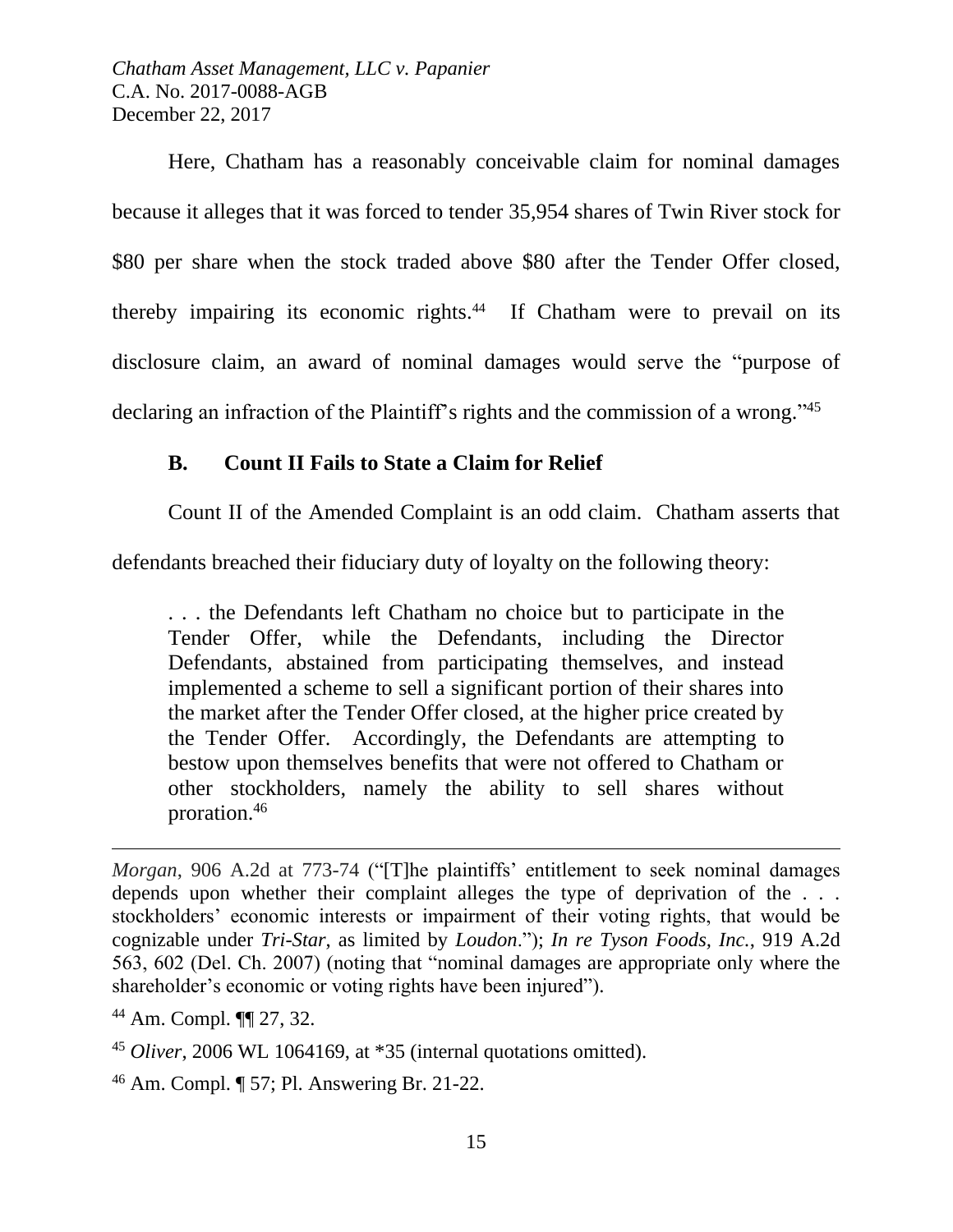Here, Chatham has a reasonably conceivable claim for nominal damages because it alleges that it was forced to tender 35,954 shares of Twin River stock for $80 per share when the stock traded above $80 after the Tender Offer closed, thereby impairing its economic rights.[44] If Chatham were to prevail on its disclosure claim, an award of nominal damages would serve the "purpose of declaring an infraction of the Plaintiff's rights and the commission of a wrong."[45]

### B. Count II Fails to State a Claim for Relief

Count II of the Amended Complaint is an odd claim. Chatham asserts that defendants breached their fiduciary duty of loyalty on the following theory:

> . . . the Defendants left Chatham no choice but to participate in the Tender Offer, while the Defendants, including the Director Defendants, abstained from participating themselves, and instead implemented a scheme to sell a significant portion of their shares into the market after the Tender Offer closed, at the higher price created by the Tender Offer. Accordingly, the Defendants are attempting to bestow upon themselves benefits that were not offered to Chatham or other stockholders, namely the ability to sell shares without proration.[46]

---

*Morgan*, 906 A.2d at 773-74 ("[T]he plaintiffs' entitlement to seek nominal damages depends upon whether their complaint alleges the type of deprivation of the . . . stockholders' economic interests or impairment of their voting rights, that would be cognizable under *Tri-Star*, as limited by *Loudon*."); *In re Tyson Foods, Inc.*, 919 A.2d 563, 602 (Del. Ch. 2007) (noting that "nominal damages are appropriate only where the shareholder's economic or voting rights have been injured").

[44] Am. Compl. ¶¶ 27, 32.

[45] *Oliver*, 2006 WL 1064169, at *35 (internal quotations omitted).

[46] Am. Compl. ¶ 57; Pl. Answering Br. 21-22.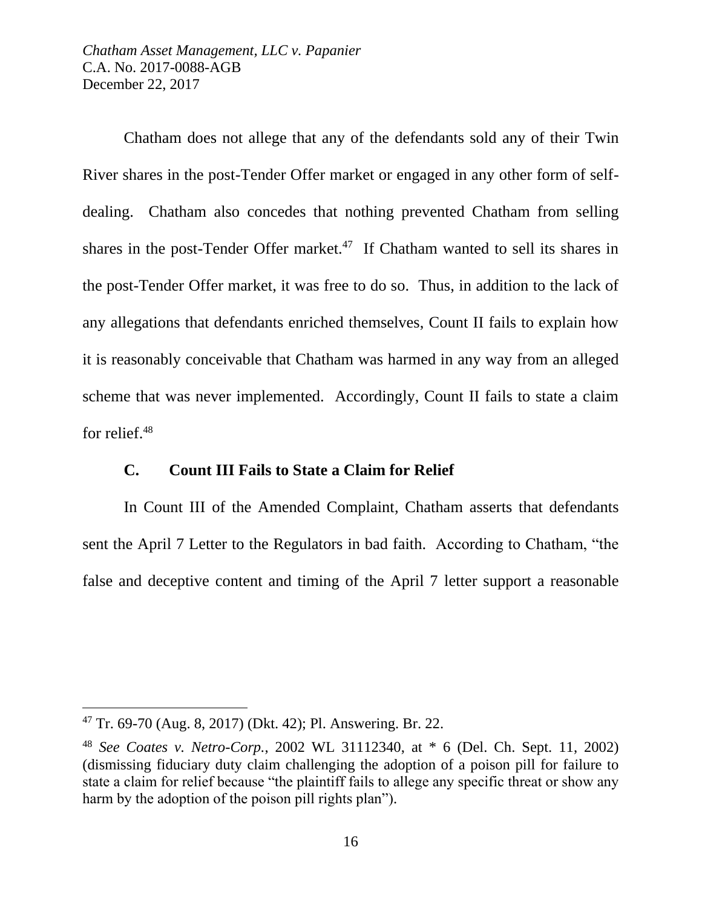Chatham does not allege that any of the defendants sold any of their Twin River shares in the post-Tender Offer market or engaged in any other form of self-dealing. Chatham also concedes that nothing prevented Chatham from selling shares in the post-Tender Offer market.[47] If Chatham wanted to sell its shares in the post-Tender Offer market, it was free to do so. Thus, in addition to the lack of any allegations that defendants enriched themselves, Count II fails to explain how it is reasonably conceivable that Chatham was harmed in any way from an alleged scheme that was never implemented. Accordingly, Count II fails to state a claim for relief.[48]

### C. Count III Fails to State a Claim for Relief

In Count III of the Amended Complaint, Chatham asserts that defendants sent the April 7 Letter to the Regulators in bad faith. According to Chatham, "the false and deceptive content and timing of the April 7 letter support a reasonable

---

[47] Tr. 69-70 (Aug. 8, 2017) (Dkt. 42); Pl. Answering. Br. 22.

[48] *See Coates v. Netro-Corp.*, 2002 WL 31112340, at * 6 (Del. Ch. Sept. 11, 2002) (dismissing fiduciary duty claim challenging the adoption of a poison pill for failure to state a claim for relief because "the plaintiff fails to allege any specific threat or show any harm by the adoption of the poison pill rights plan").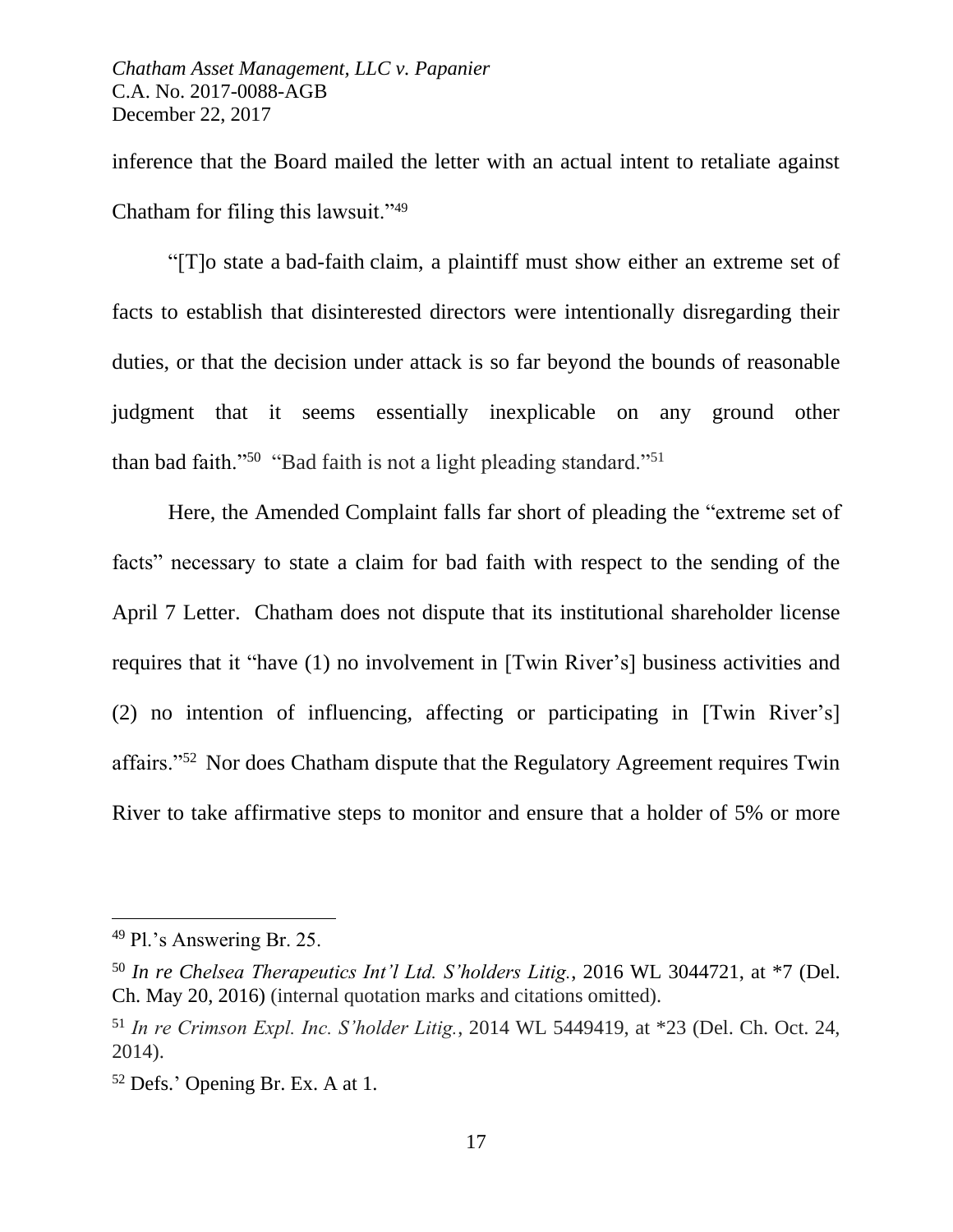inference that the Board mailed the letter with an actual intent to retaliate against Chatham for filing this lawsuit."[49]

"[T]o state a bad-faith claim, a plaintiff must show either an extreme set of facts to establish that disinterested directors were intentionally disregarding their duties, or that the decision under attack is so far beyond the bounds of reasonable judgment that it seems essentially inexplicable on any ground other than bad faith."[50] "Bad faith is not a light pleading standard."[51]

Here, the Amended Complaint falls far short of pleading the "extreme set of facts" necessary to state a claim for bad faith with respect to the sending of the April 7 Letter. Chatham does not dispute that its institutional shareholder license requires that it "have (1) no involvement in [Twin River's] business activities and (2) no intention of influencing, affecting or participating in [Twin River's] affairs."[52] Nor does Chatham dispute that the Regulatory Agreement requires Twin River to take affirmative steps to monitor and ensure that a holder of 5% or more

---

[49] Pl.'s Answering Br. 25.

[50] *In re Chelsea Therapeutics Int'l Ltd. S'holders Litig.*, 2016 WL 3044721, at *7 (Del. Ch. May 20, 2016) (internal quotation marks and citations omitted).

[51] *In re Crimson Expl. Inc. S'holder Litig.*, 2014 WL 5449419, at *23 (Del. Ch. Oct. 24, 2014).

[52] Defs.' Opening Br. Ex. A at 1.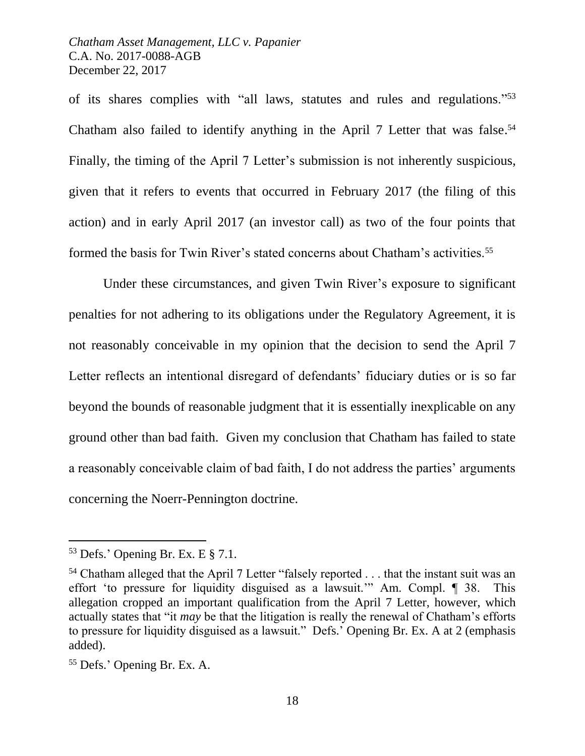of its shares complies with "all laws, statutes and rules and regulations."[53] Chatham also failed to identify anything in the April 7 Letter that was false.[54] Finally, the timing of the April 7 Letter's submission is not inherently suspicious, given that it refers to events that occurred in February 2017 (the filing of this action) and in early April 2017 (an investor call) as two of the four points that formed the basis for Twin River's stated concerns about Chatham's activities.[55]

Under these circumstances, and given Twin River's exposure to significant penalties for not adhering to its obligations under the Regulatory Agreement, it is not reasonably conceivable in my opinion that the decision to send the April 7 Letter reflects an intentional disregard of defendants' fiduciary duties or is so far beyond the bounds of reasonable judgment that it is essentially inexplicable on any ground other than bad faith. Given my conclusion that Chatham has failed to state a reasonably conceivable claim of bad faith, I do not address the parties' arguments concerning the Noerr-Pennington doctrine.

---

[53] Defs.' Opening Br. Ex. E § 7.1.

[54] Chatham alleged that the April 7 Letter "falsely reported . . . that the instant suit was an effort 'to pressure for liquidity disguised as a lawsuit.'" Am. Compl. ¶ 38. This allegation cropped an important qualification from the April 7 Letter, however, which actually states that "it *may* be that the litigation is really the renewal of Chatham's efforts to pressure for liquidity disguised as a lawsuit." Defs.' Opening Br. Ex. A at 2 (emphasis added).

[55] Defs.' Opening Br. Ex. A.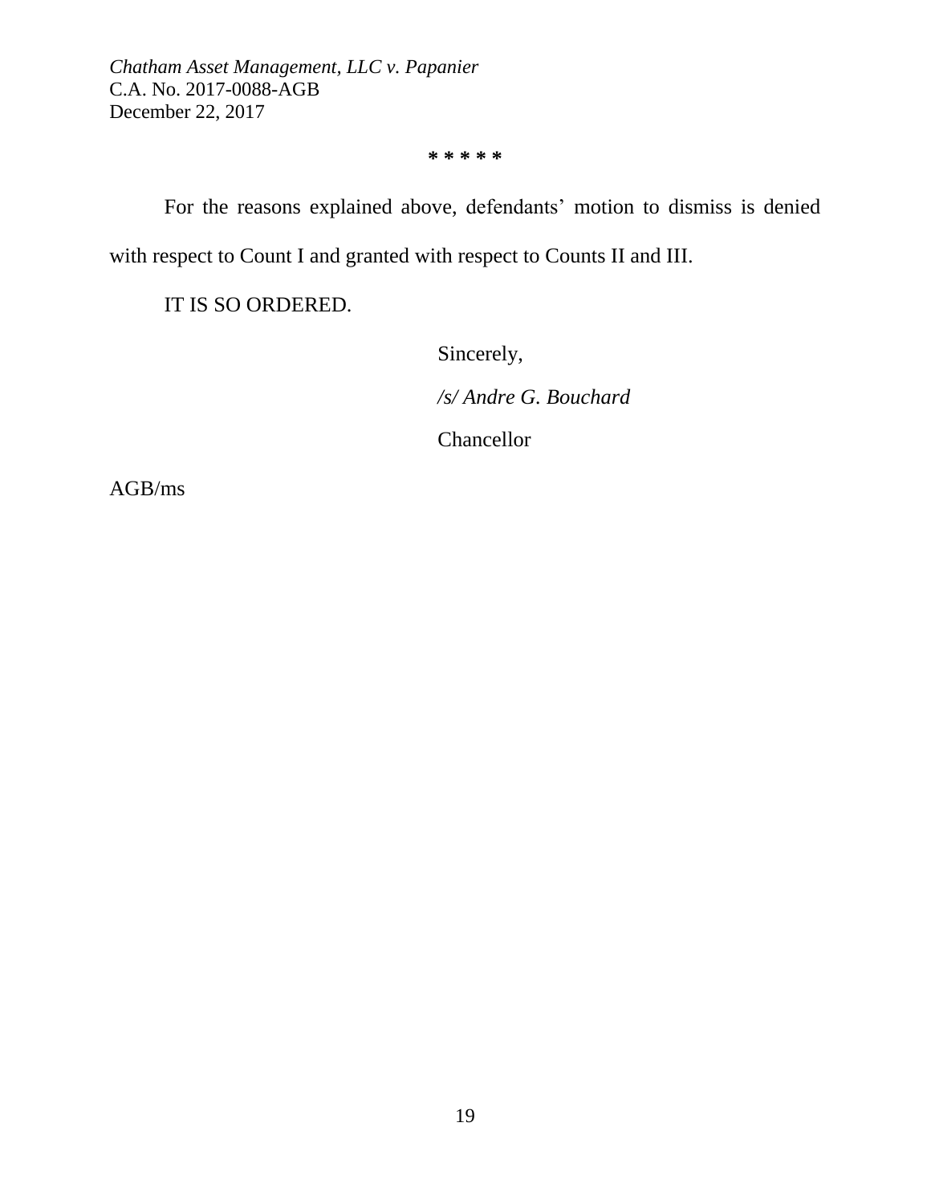\* \* \* \* \*

For the reasons explained above, defendants' motion to dismiss is denied with respect to Count I and granted with respect to Counts II and III.

IT IS SO ORDERED.

Sincerely,

*/s/ Andre G. Bouchard*

Chancellor

AGB/ms